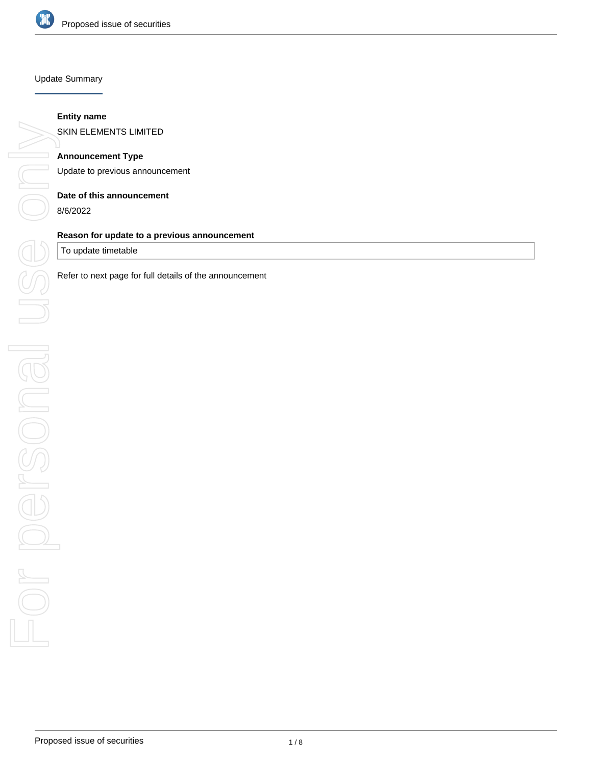## Update Summary

**Entity name**

SKIN ELEMENTS LIMITED

**Announcement Type**

Update to previous announcement

**Date of this announcement**

8/6/2022

**Reason for update to a previous announcement**

To update timetable

Refer to next page for full details of the announcement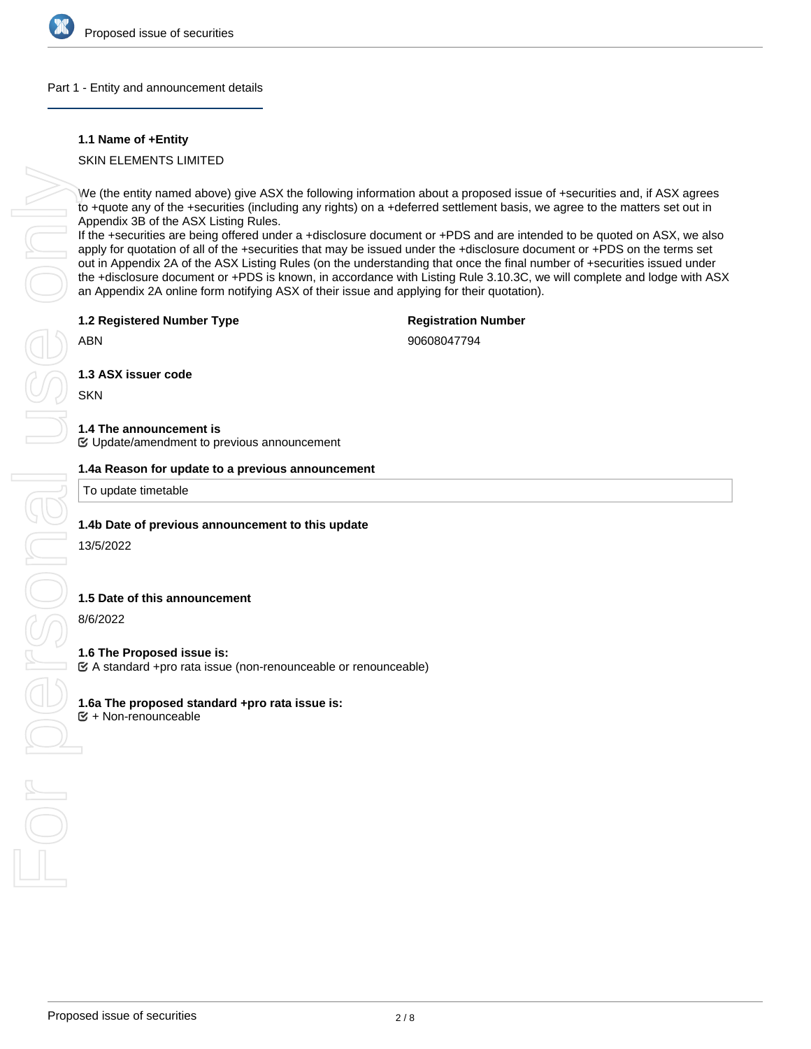## Part 1 - Entity and announcement details

**1.1 Name of +Entity**

SKIN ELEMENTS LIMITED

We (the entity named above) give ASX the following information about a proposed issue of +securities and, if ASX agrees to +quote any of the +securities (including any rights) on a +deferred settlement basis, we agree to the matters set out in Appendix 3B of the ASX Listing Rules.
If the +securities are being offered under a +disclosure document or +PDS and are intended to be quoted on ASX, we also apply for quotation of all of the +securities that may be issued under the +disclosure document or +PDS on the terms set out in Appendix 2A of the ASX Listing Rules (on the understanding that once the final number of +securities issued under the +disclosure document or +PDS is known, in accordance with Listing Rule 3.10.3C, we will complete and lodge with ASX an Appendix 2A online form notifying ASX of their issue and applying for their quotation).

**1.2 Registered Number Type**

ABN

**Registration Number**

90608047794

**1.3 ASX issuer code**

SKN

**1.4 The announcement is**

Update/amendment to previous announcement

**1.4a Reason for update to a previous announcement**

To update timetable

**1.4b Date of previous announcement to this update**

13/5/2022

**1.5 Date of this announcement**

8/6/2022

**1.6 The Proposed issue is:**

A standard +pro rata issue (non-renounceable or renounceable)

**1.6a The proposed standard +pro rata issue is:**

+ Non-renounceable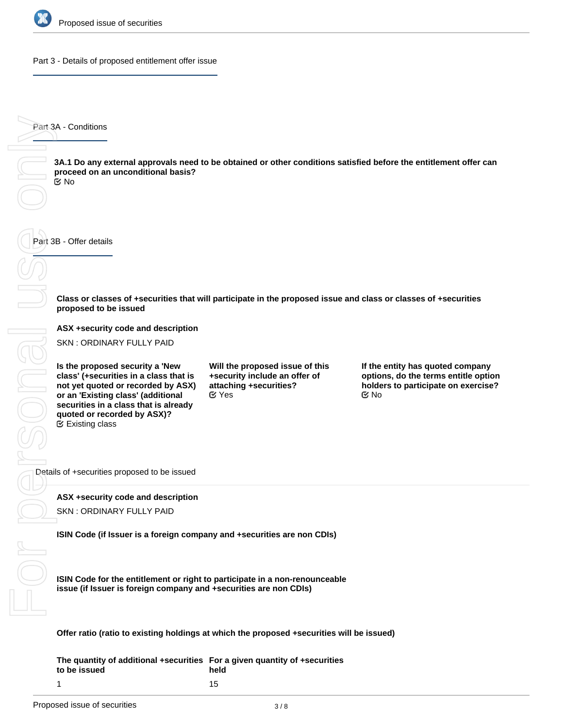## Part 3 - Details of proposed entitlement offer issue

### Part 3A - Conditions

**3A.1 Do any external approvals need to be obtained or other conditions satisfied before the entitlement offer can proceed on an unconditional basis?**
No

### Part 3B - Offer details

**Class or classes of +securities that will participate in the proposed issue and class or classes of +securities proposed to be issued**

**ASX +security code and description**

SKN : ORDINARY FULLY PAID

**Is the proposed security a 'New class' (+securities in a class that is not yet quoted or recorded by ASX) or an 'Existing class' (additional securities in a class that is already quoted or recorded by ASX)?**
Existing class

**Will the proposed issue of this +security include an offer of attaching +securities?**
Yes

**If the entity has quoted company options, do the terms entitle option holders to participate on exercise?**
No

Details of +securities proposed to be issued

**ASX +security code and description**

SKN : ORDINARY FULLY PAID

**ISIN Code (if Issuer is a foreign company and +securities are non CDIs)**

**ISIN Code for the entitlement or right to participate in a non-renounceable issue (if Issuer is foreign company and +securities are non CDIs)**

**Offer ratio (ratio to existing holdings at which the proposed +securities will be issued)**

| The quantity of additional +securities to be issued | For a given quantity of +securities held |
|---|---|
| 1 | 15 |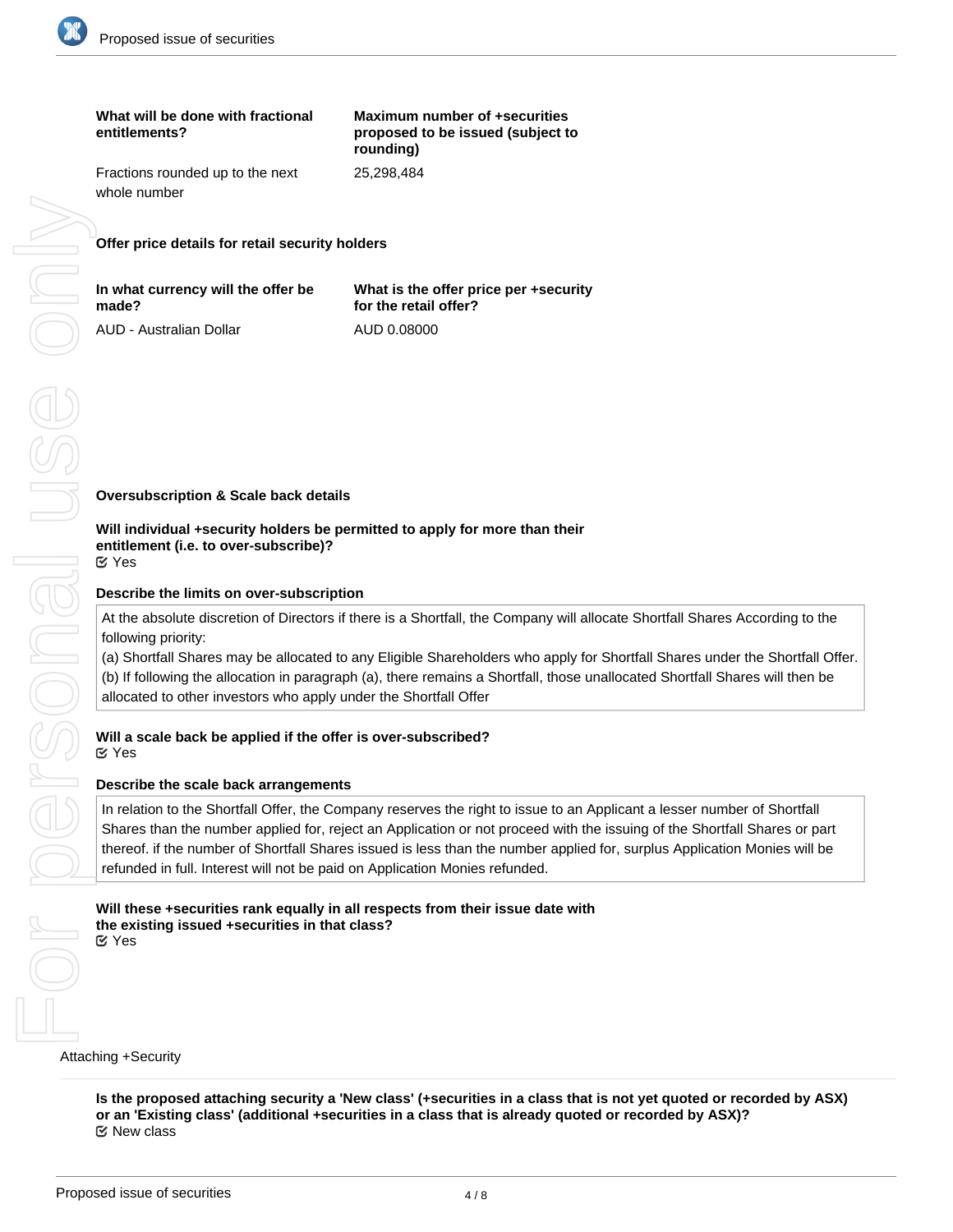| What will be done with fractional entitlements? | Maximum number of +securities proposed to be issued (subject to rounding) |
| --- | --- |
| Fractions rounded up to the next whole number | 25,298,484 |

**Offer price details for retail security holders**

| In what currency will the offer be made? | What is the offer price per +security for the retail offer? |
| --- | --- |
| AUD - Australian Dollar | AUD 0.08000 |

**Oversubscription & Scale back details**

**Will individual +security holders be permitted to apply for more than their entitlement (i.e. to over-subscribe)?**
☑ Yes

**Describe the limits on over-subscription**

At the absolute discretion of Directors if there is a Shortfall, the Company will allocate Shortfall Shares According to the following priority:
(a) Shortfall Shares may be allocated to any Eligible Shareholders who apply for Shortfall Shares under the Shortfall Offer.
(b) If following the allocation in paragraph (a), there remains a Shortfall, those unallocated Shortfall Shares will then be allocated to other investors who apply under the Shortfall Offer

**Will a scale back be applied if the offer is over-subscribed?**
☑ Yes

**Describe the scale back arrangements**

In relation to the Shortfall Offer, the Company reserves the right to issue to an Applicant a lesser number of Shortfall Shares than the number applied for, reject an Application or not proceed with the issuing of the Shortfall Shares or part thereof. if the number of Shortfall Shares issued is less than the number applied for, surplus Application Monies will be refunded in full. Interest will not be paid on Application Monies refunded.

**Will these +securities rank equally in all respects from their issue date with the existing issued +securities in that class?**
☑ Yes

Attaching +Security

**Is the proposed attaching security a 'New class' (+securities in a class that is not yet quoted or recorded by ASX) or an 'Existing class' (additional +securities in a class that is already quoted or recorded by ASX)?**
☑ New class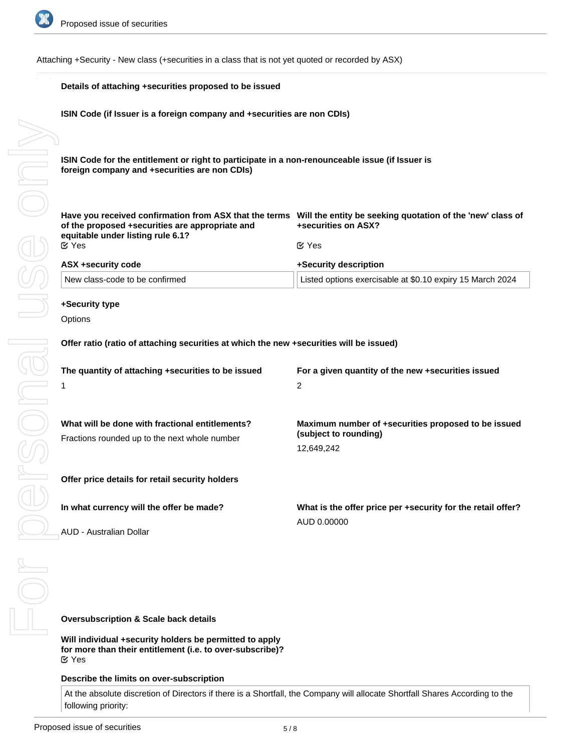Attaching +Security - New class (+securities in a class that is not yet quoted or recorded by ASX)

**Details of attaching +securities proposed to be issued**

**ISIN Code (if Issuer is a foreign company and +securities are non CDIs)**

**ISIN Code for the entitlement or right to participate in a non-renounceable issue (if Issuer is foreign company and +securities are non CDIs)**

**Have you received confirmation from ASX that the terms of the proposed +securities are appropriate and equitable under listing rule 6.1?**

☑ Yes

**Will the entity be seeking quotation of the 'new' class of +securities on ASX?**

☑ Yes

**ASX +security code**

New class-code to be confirmed

**+Security description**

Listed options exercisable at $0.10 expiry 15 March 2024

**+Security type**

Options

**Offer ratio (ratio of attaching securities at which the new +securities will be issued)**

**The quantity of attaching +securities to be issued**

1

**For a given quantity of the new +securities issued**

2

**What will be done with fractional entitlements?**

Fractions rounded up to the next whole number

**Maximum number of +securities proposed to be issued (subject to rounding)**

12,649,242

**Offer price details for retail security holders**

**In what currency will the offer be made?**

AUD - Australian Dollar

**What is the offer price per +security for the retail offer?**

AUD 0.00000

**Oversubscription & Scale back details**

**Will individual +security holders be permitted to apply for more than their entitlement (i.e. to over-subscribe)?**

☑ Yes

**Describe the limits on over-subscription**

At the absolute discretion of Directors if there is a Shortfall, the Company will allocate Shortfall Shares According to the following priority: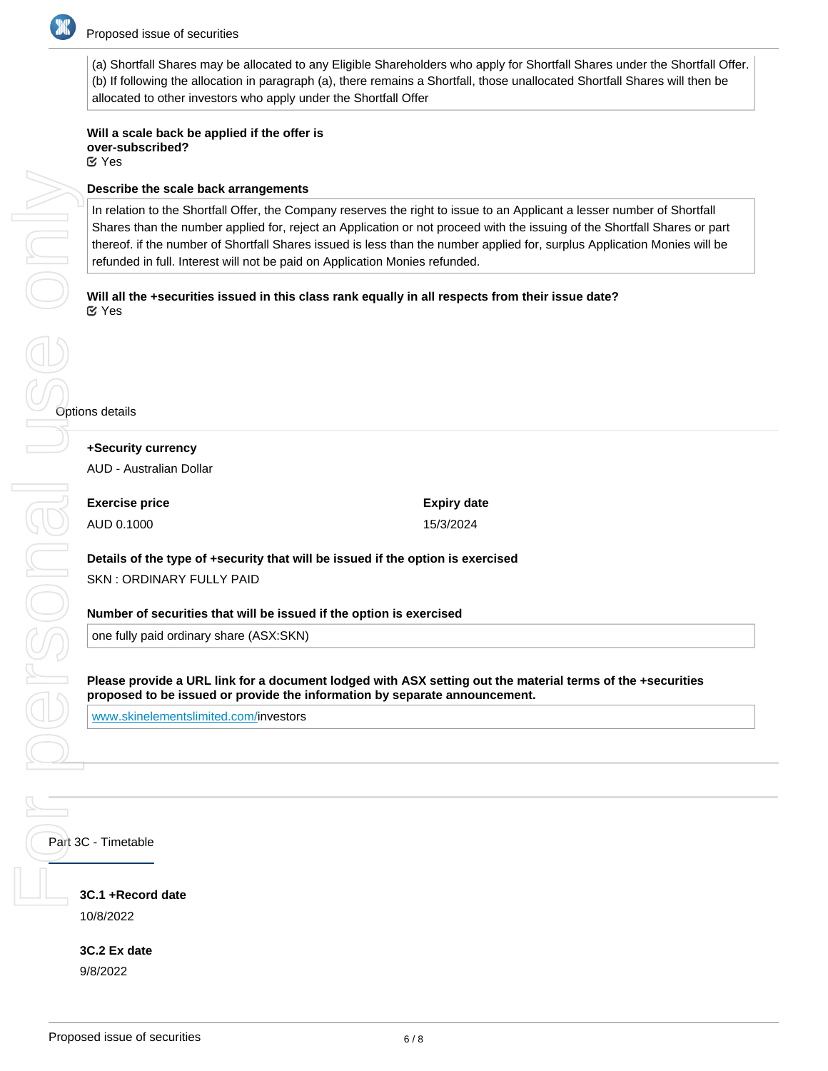(a) Shortfall Shares may be allocated to any Eligible Shareholders who apply for Shortfall Shares under the Shortfall Offer.
(b) If following the allocation in paragraph (a), there remains a Shortfall, those unallocated Shortfall Shares will then be allocated to other investors who apply under the Shortfall Offer

**Will a scale back be applied if the offer is over-subscribed?**
☑ Yes

**Describe the scale back arrangements**

In relation to the Shortfall Offer, the Company reserves the right to issue to an Applicant a lesser number of Shortfall Shares than the number applied for, reject an Application or not proceed with the issuing of the Shortfall Shares or part thereof. if the number of Shortfall Shares issued is less than the number applied for, surplus Application Monies will be refunded in full. Interest will not be paid on Application Monies refunded.

**Will all the +securities issued in this class rank equally in all respects from their issue date?**
☑ Yes

Options details

**+Security currency**
AUD - Australian Dollar

**Exercise price**
AUD 0.1000

**Expiry date**
15/3/2024

**Details of the type of +security that will be issued if the option is exercised**
SKN : ORDINARY FULLY PAID

**Number of securities that will be issued if the option is exercised**

one fully paid ordinary share (ASX:SKN)

**Please provide a URL link for a document lodged with ASX setting out the material terms of the +securities proposed to be issued or provide the information by separate announcement.**

www.skinelementslimited.com/investors

## Part 3C - Timetable

**3C.1 +Record date**
10/8/2022

**3C.2 Ex date**
9/8/2022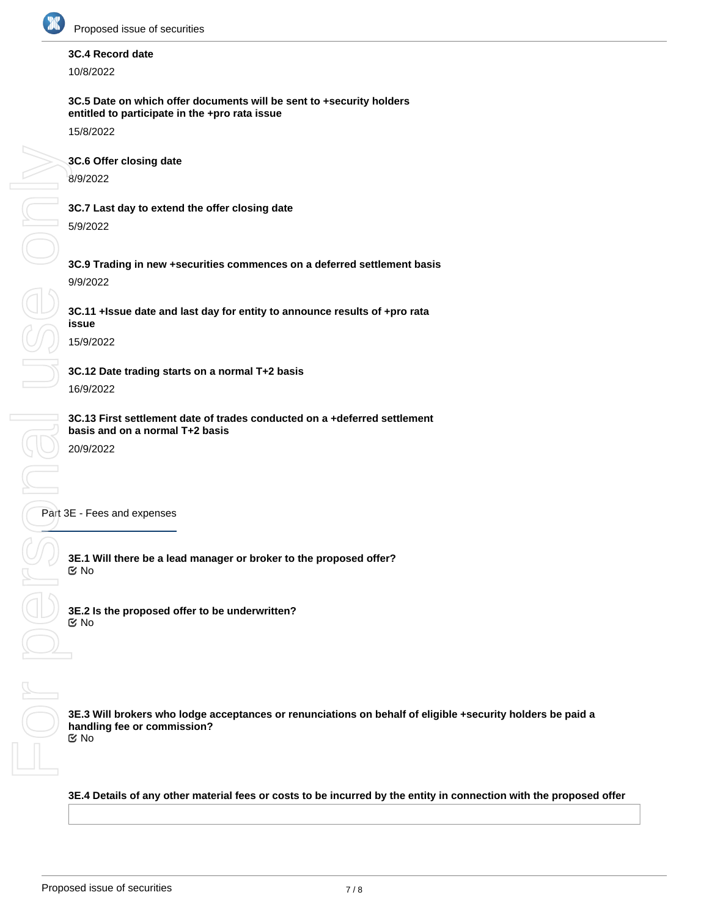**3C.4 Record date**

10/8/2022

**3C.5 Date on which offer documents will be sent to +security holders entitled to participate in the +pro rata issue**

15/8/2022

**3C.6 Offer closing date**

8/9/2022

**3C.7 Last day to extend the offer closing date**

5/9/2022

**3C.9 Trading in new +securities commences on a deferred settlement basis**

9/9/2022

**3C.11 +Issue date and last day for entity to announce results of +pro rata issue**

15/9/2022

**3C.12 Date trading starts on a normal T+2 basis**

16/9/2022

**3C.13 First settlement date of trades conducted on a +deferred settlement basis and on a normal T+2 basis**

20/9/2022

## Part 3E - Fees and expenses

**3E.1 Will there be a lead manager or broker to the proposed offer?**
No

**3E.2 Is the proposed offer to be underwritten?**
No

**3E.3 Will brokers who lodge acceptances or renunciations on behalf of eligible +security holders be paid a handling fee or commission?**
No

**3E.4 Details of any other material fees or costs to be incurred by the entity in connection with the proposed offer**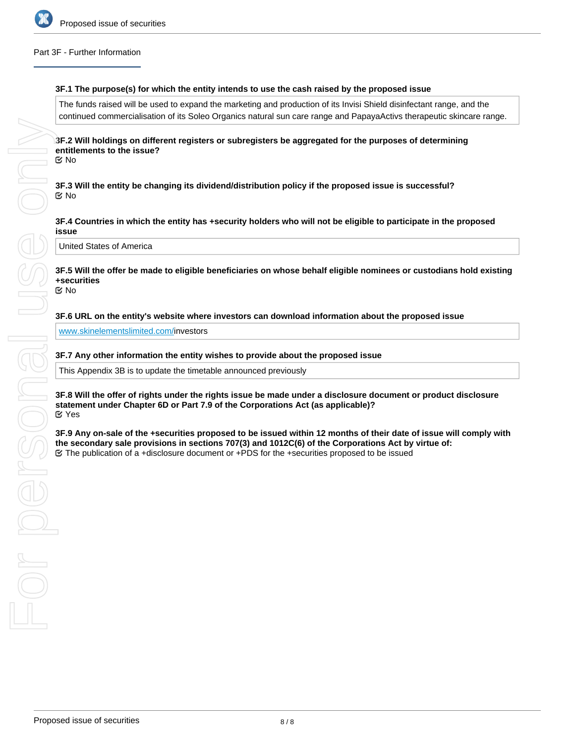## Part 3F - Further Information

**3F.1 The purpose(s) for which the entity intends to use the cash raised by the proposed issue**

The funds raised will be used to expand the marketing and production of its Invisi Shield disinfectant range, and the continued commercialisation of its Soleo Organics natural sun care range and PapayaActivs therapeutic skincare range.

**3F.2 Will holdings on different registers or subregisters be aggregated for the purposes of determining entitlements to the issue?**

☑ No

**3F.3 Will the entity be changing its dividend/distribution policy if the proposed issue is successful?**

☑ No

**3F.4 Countries in which the entity has +security holders who will not be eligible to participate in the proposed issue**

United States of America

**3F.5 Will the offer be made to eligible beneficiaries on whose behalf eligible nominees or custodians hold existing +securities**

☑ No

**3F.6 URL on the entity's website where investors can download information about the proposed issue**

www.skinelementslimited.com/investors

**3F.7 Any other information the entity wishes to provide about the proposed issue**

This Appendix 3B is to update the timetable announced previously

**3F.8 Will the offer of rights under the rights issue be made under a disclosure document or product disclosure statement under Chapter 6D or Part 7.9 of the Corporations Act (as applicable)?**

☑ Yes

**3F.9 Any on-sale of the +securities proposed to be issued within 12 months of their date of issue will comply with the secondary sale provisions in sections 707(3) and 1012C(6) of the Corporations Act by virtue of:**

☑ The publication of a +disclosure document or +PDS for the +securities proposed to be issued